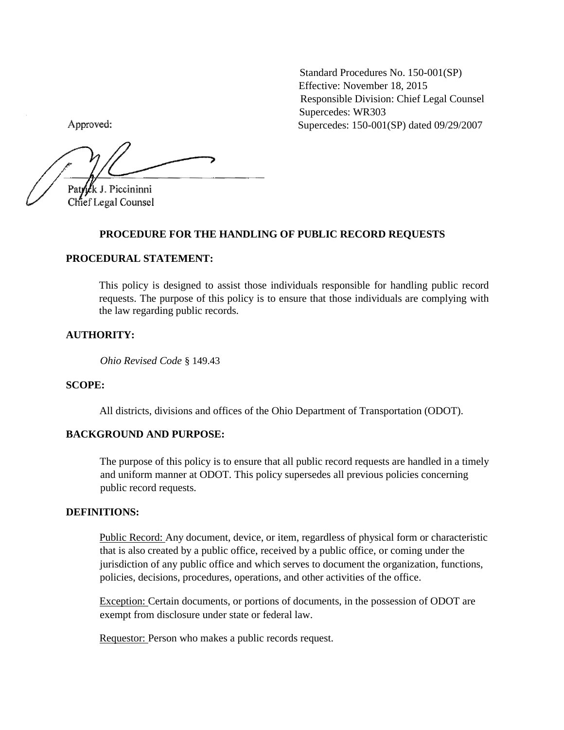Standard Procedures No. 150-001(SP)
Effective: November 18, 2015
Responsible Division: Chief Legal Counsel
Supercedes: WR303
Supercedes: 150-001(SP) dated 09/29/2007

Approved:

Patrick J. Piccininni
Chief Legal Counsel

## PROCEDURE FOR THE HANDLING OF PUBLIC RECORD REQUESTS

### PROCEDURAL STATEMENT:

This policy is designed to assist those individuals responsible for handling public record requests. The purpose of this policy is to ensure that those individuals are complying with the law regarding public records.

### AUTHORITY:

*Ohio Revised Code* § 149.43

### SCOPE:

All districts, divisions and offices of the Ohio Department of Transportation (ODOT).

### BACKGROUND AND PURPOSE:

The purpose of this policy is to ensure that all public record requests are handled in a timely and uniform manner at ODOT. This policy supersedes all previous policies concerning public record requests.

### DEFINITIONS:

Public Record: Any document, device, or item, regardless of physical form or characteristic that is also created by a public office, received by a public office, or coming under the jurisdiction of any public office and which serves to document the organization, functions, policies, decisions, procedures, operations, and other activities of the office.

Exception: Certain documents, or portions of documents, in the possession of ODOT are exempt from disclosure under state or federal law.

Requestor: Person who makes a public records request.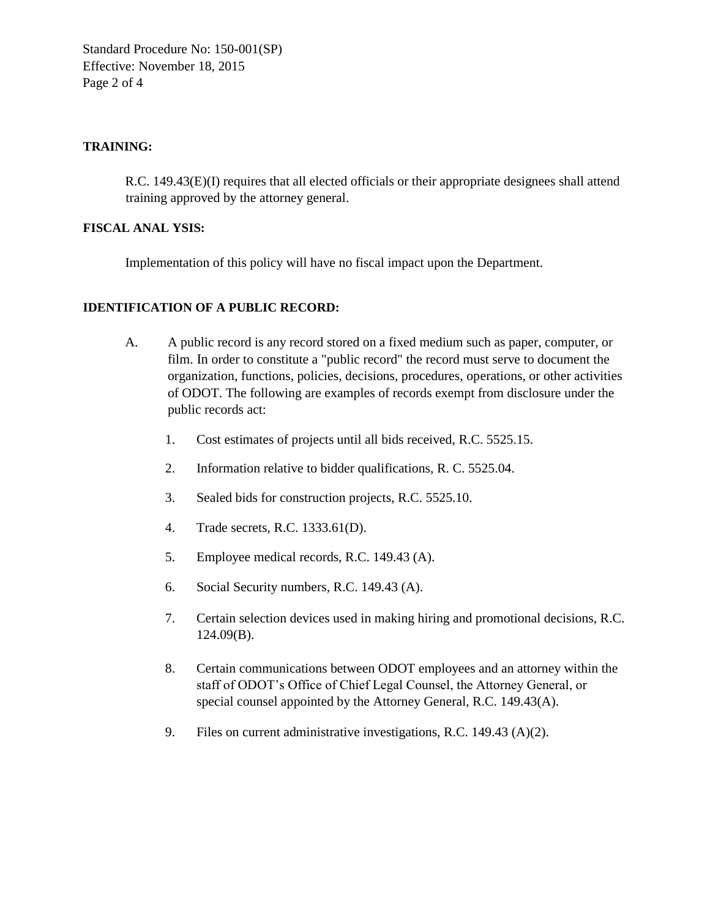**TRAINING:**

R.C. 149.43(E)(I) requires that all elected officials or their appropriate designees shall attend training approved by the attorney general.

**FISCAL ANAL YSIS:**

Implementation of this policy will have no fiscal impact upon the Department.

**IDENTIFICATION OF A PUBLIC RECORD:**

A. A public record is any record stored on a fixed medium such as paper, computer, or film. In order to constitute a "public record" the record must serve to document the organization, functions, policies, decisions, procedures, operations, or other activities of ODOT. The following are examples of records exempt from disclosure under the public records act:

1. Cost estimates of projects until all bids received, R.C. 5525.15.

2. Information relative to bidder qualifications, R. C. 5525.04.

3. Sealed bids for construction projects, R.C. 5525.10.

4. Trade secrets, R.C. 1333.61(D).

5. Employee medical records, R.C. 149.43 (A).

6. Social Security numbers, R.C. 149.43 (A).

7. Certain selection devices used in making hiring and promotional decisions, R.C. 124.09(B).

8. Certain communications between ODOT employees and an attorney within the staff of ODOT's Office of Chief Legal Counsel, the Attorney General, or special counsel appointed by the Attorney General, R.C. 149.43(A).

9. Files on current administrative investigations, R.C. 149.43 (A)(2).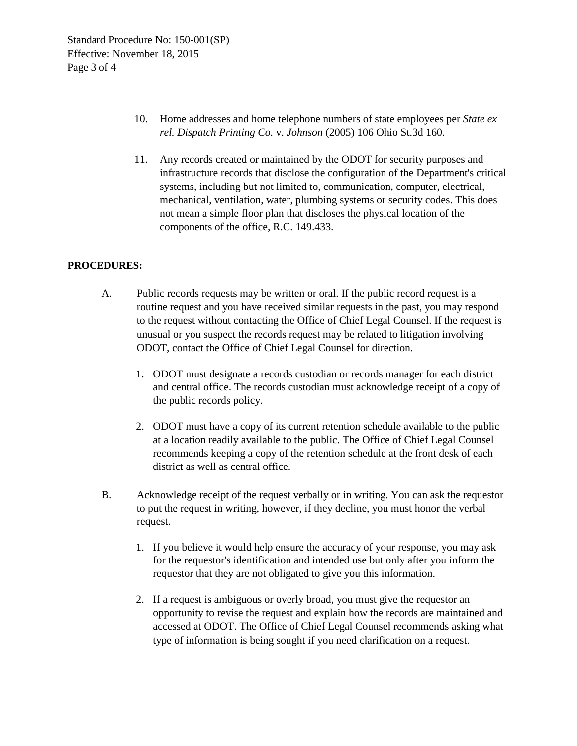10. Home addresses and home telephone numbers of state employees per *State ex rel. Dispatch Printing Co.* v. *Johnson* (2005) 106 Ohio St.3d 160.

11. Any records created or maintained by the ODOT for security purposes and infrastructure records that disclose the configuration of the Department's critical systems, including but not limited to, communication, computer, electrical, mechanical, ventilation, water, plumbing systems or security codes. This does not mean a simple floor plan that discloses the physical location of the components of the office, R.C. 149.433.

**PROCEDURES:**

A. Public records requests may be written or oral. If the public record request is a routine request and you have received similar requests in the past, you may respond to the request without contacting the Office of Chief Legal Counsel. If the request is unusual or you suspect the records request may be related to litigation involving ODOT, contact the Office of Chief Legal Counsel for direction.

   1. ODOT must designate a records custodian or records manager for each district and central office. The records custodian must acknowledge receipt of a copy of the public records policy.

   2. ODOT must have a copy of its current retention schedule available to the public at a location readily available to the public. The Office of Chief Legal Counsel recommends keeping a copy of the retention schedule at the front desk of each district as well as central office.

B. Acknowledge receipt of the request verbally or in writing. You can ask the requestor to put the request in writing, however, if they decline, you must honor the verbal request.

   1. If you believe it would help ensure the accuracy of your response, you may ask for the requestor's identification and intended use but only after you inform the requestor that they are not obligated to give you this information.

   2. If a request is ambiguous or overly broad, you must give the requestor an opportunity to revise the request and explain how the records are maintained and accessed at ODOT. The Office of Chief Legal Counsel recommends asking what type of information is being sought if you need clarification on a request.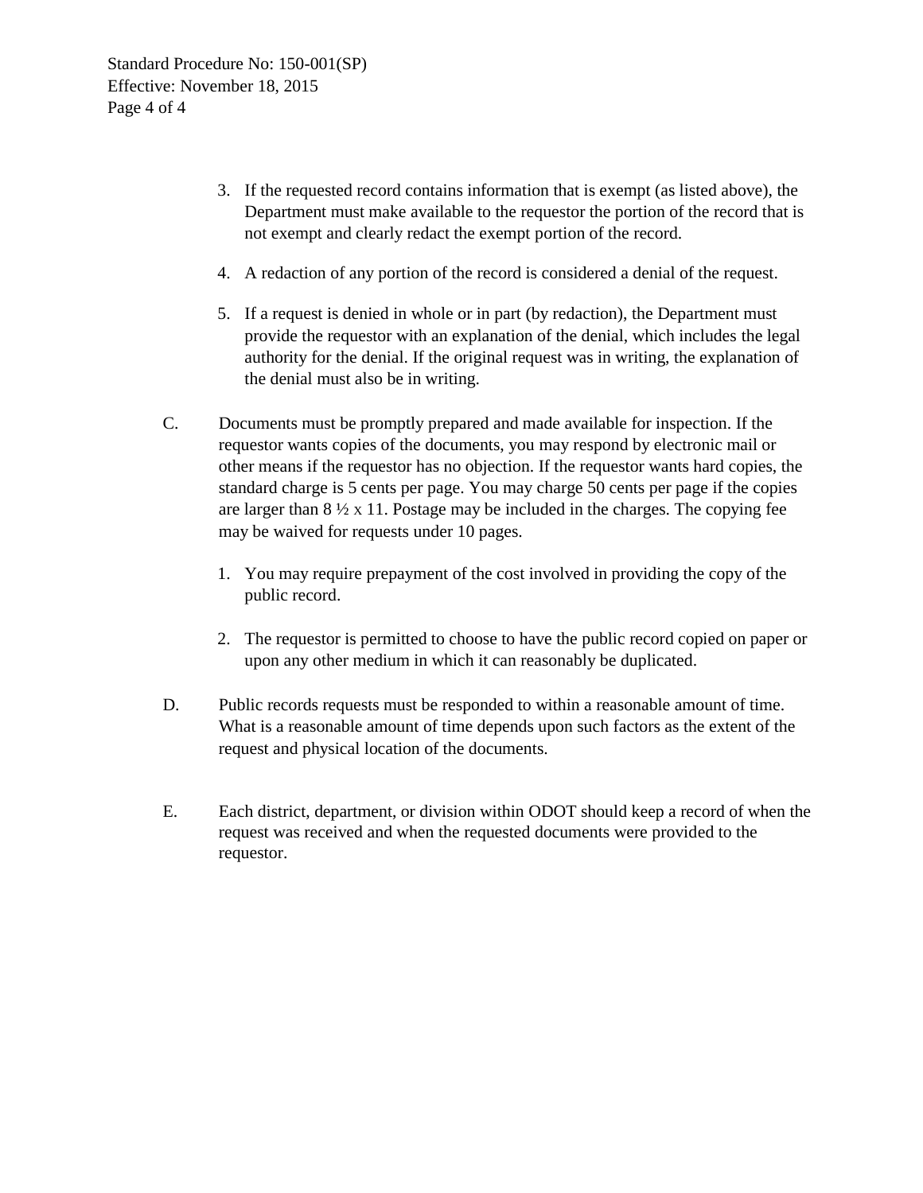3. If the requested record contains information that is exempt (as listed above), the Department must make available to the requestor the portion of the record that is not exempt and clearly redact the exempt portion of the record.

4. A redaction of any portion of the record is considered a denial of the request.

5. If a request is denied in whole or in part (by redaction), the Department must provide the requestor with an explanation of the denial, which includes the legal authority for the denial. If the original request was in writing, the explanation of the denial must also be in writing.

C. Documents must be promptly prepared and made available for inspection. If the requestor wants copies of the documents, you may respond by electronic mail or other means if the requestor has no objection. If the requestor wants hard copies, the standard charge is 5 cents per page. You may charge 50 cents per page if the copies are larger than 8 ½ x 11. Postage may be included in the charges. The copying fee may be waived for requests under 10 pages.

   1. You may require prepayment of the cost involved in providing the copy of the public record.

   2. The requestor is permitted to choose to have the public record copied on paper or upon any other medium in which it can reasonably be duplicated.

D. Public records requests must be responded to within a reasonable amount of time. What is a reasonable amount of time depends upon such factors as the extent of the request and physical location of the documents.

E. Each district, department, or division within ODOT should keep a record of when the request was received and when the requested documents were provided to the requestor.